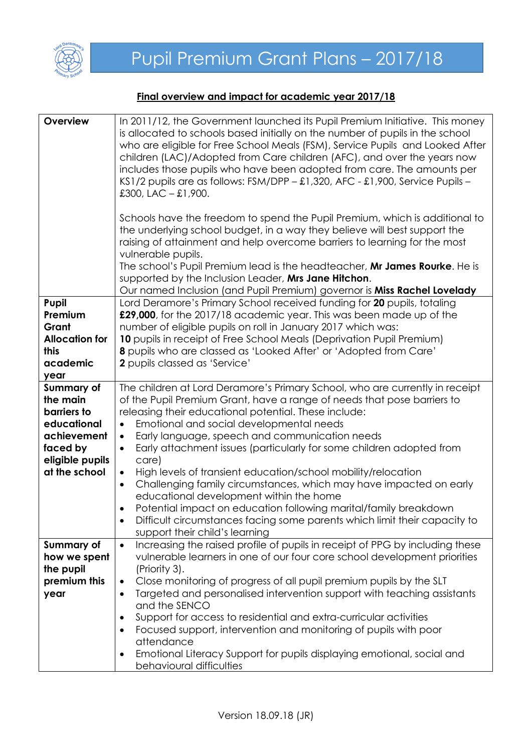# Pupil Premium Grant Plans – 2017/18

**Final overview and impact for academic year 2017/18**

| | |
|---|---|
| **Overview** | In 2011/12, the Government launched its Pupil Premium Initiative. This money is allocated to schools based initially on the number of pupils in the school who are eligible for Free School Meals (FSM), Service Pupils and Looked After children (LAC)/Adopted from Care children (AFC), and over the years now includes those pupils who have been adopted from care. The amounts per KS1/2 pupils are as follows: FSM/DPP – £1,320, AFC - £1,900, Service Pupils – £300, LAC – £1,900.<br><br>Schools have the freedom to spend the Pupil Premium, which is additional to the underlying school budget, in a way they believe will best support the raising of attainment and help overcome barriers to learning for the most vulnerable pupils.<br>The school's Pupil Premium lead is the headteacher, **Mr James Rourke**. He is supported by the Inclusion Leader, **Mrs Jane Hitchon**.<br>Our named Inclusion (and Pupil Premium) governor is **Miss Rachel Lovelady** |
| **Pupil Premium Grant Allocation for this academic year** | Lord Deramore's Primary School received funding for **20** pupils, totaling **£29,000**, for the 2017/18 academic year. This was been made up of the number of eligible pupils on roll in January 2017 which was:<br>**10** pupils in receipt of Free School Meals (Deprivation Pupil Premium)<br>**8** pupils who are classed as 'Looked After' or 'Adopted from Care'<br>**2** pupils classed as 'Service' |
| **Summary of the main barriers to educational achievement faced by eligible pupils at the school** | The children at Lord Deramore's Primary School, who are currently in receipt of the Pupil Premium Grant, have a range of needs that pose barriers to releasing their educational potential. These include:<br>• Emotional and social developmental needs<br>• Early language, speech and communication needs<br>• Early attachment issues (particularly for some children adopted from care)<br>• High levels of transient education/school mobility/relocation<br>• Challenging family circumstances, which may have impacted on early educational development within the home<br>• Potential impact on education following marital/family breakdown<br>• Difficult circumstances facing some parents which limit their capacity to support their child's learning |
| **Summary of how we spent the pupil premium this year** | • Increasing the raised profile of pupils in receipt of PPG by including these vulnerable learners in one of our four core school development priorities (Priority 3).<br>• Close monitoring of progress of all pupil premium pupils by the SLT<br>• Targeted and personalised intervention support with teaching assistants and the SENCO<br>• Support for access to residential and extra-curricular activities<br>• Focused support, intervention and monitoring of pupils with poor attendance<br>• Emotional Literacy Support for pupils displaying emotional, social and behavioural difficulties |

Version 18.09.18 (JR)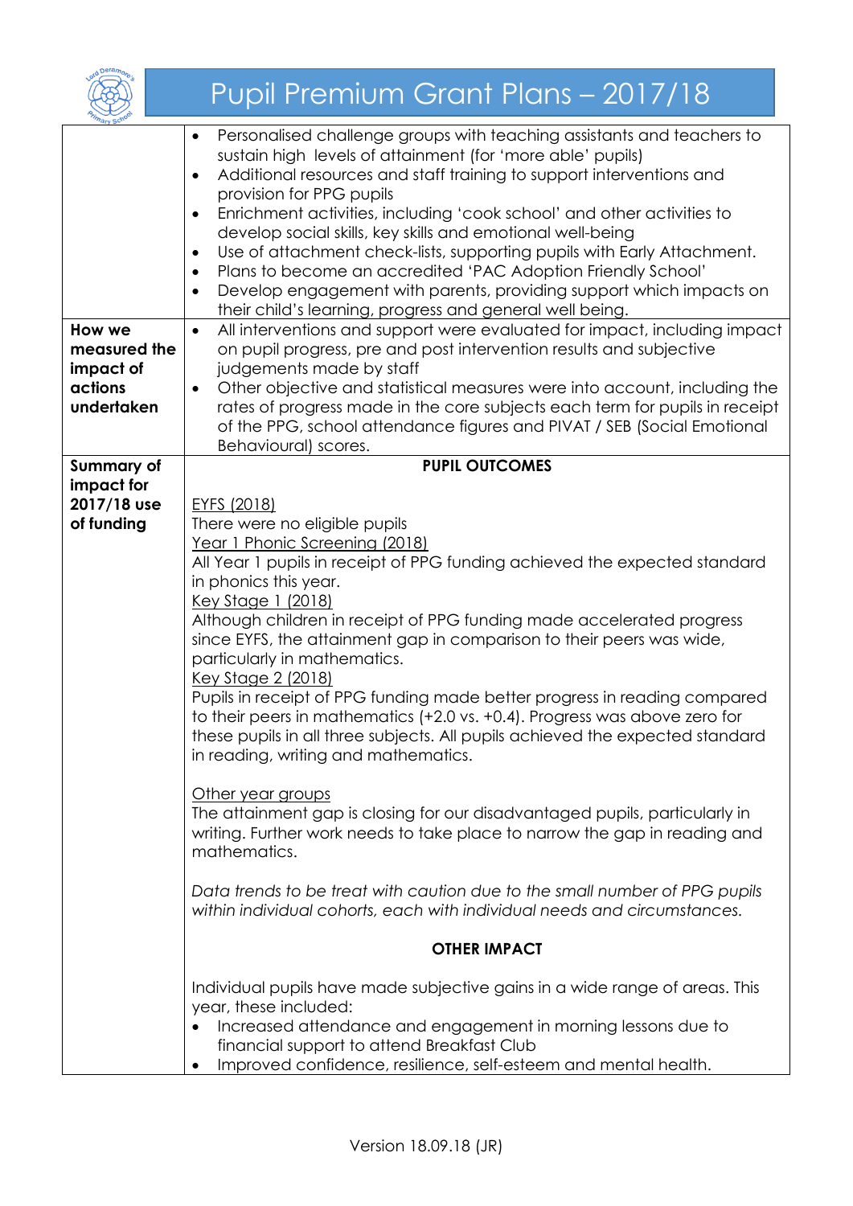# Pupil Premium Grant Plans – 2017/18

| | |
|---|---|
| | • Personalised challenge groups with teaching assistants and teachers to sustain high levels of attainment (for 'more able' pupils)<br>• Additional resources and staff training to support interventions and provision for PPG pupils<br>• Enrichment activities, including 'cook school' and other activities to develop social skills, key skills and emotional well-being<br>• Use of attachment check-lists, supporting pupils with Early Attachment.<br>• Plans to become an accredited 'PAC Adoption Friendly School'<br>• Develop engagement with parents, providing support which impacts on their child's learning, progress and general well being. |
| **How we measured the impact of actions undertaken** | • All interventions and support were evaluated for impact, including impact on pupil progress, pre and post intervention results and subjective judgements made by staff<br>• Other objective and statistical measures were into account, including the rates of progress made in the core subjects each term for pupils in receipt of the PPG, school attendance figures and PIVAT / SEB (Social Emotional Behavioural) scores. |
| **Summary of impact for 2017/18 use of funding** | **PUPIL OUTCOMES**<br><br>EYFS (2018)<br>There were no eligible pupils<br>Year 1 Phonic Screening (2018)<br>All Year 1 pupils in receipt of PPG funding achieved the expected standard in phonics this year.<br>Key Stage 1 (2018)<br>Although children in receipt of PPG funding made accelerated progress since EYFS, the attainment gap in comparison to their peers was wide, particularly in mathematics.<br>Key Stage 2 (2018)<br>Pupils in receipt of PPG funding made better progress in reading compared to their peers in mathematics (+2.0 vs. +0.4). Progress was above zero for these pupils in all three subjects. All pupils achieved the expected standard in reading, writing and mathematics.<br><br>Other year groups<br>The attainment gap is closing for our disadvantaged pupils, particularly in writing. Further work needs to take place to narrow the gap in reading and mathematics.<br><br>*Data trends to be treat with caution due to the small number of PPG pupils within individual cohorts, each with individual needs and circumstances.*<br><br>**OTHER IMPACT**<br><br>Individual pupils have made subjective gains in a wide range of areas. This year, these included:<br>• Increased attendance and engagement in morning lessons due to financial support to attend Breakfast Club<br>• Improved confidence, resilience, self-esteem and mental health. |

Version 18.09.18 (JR)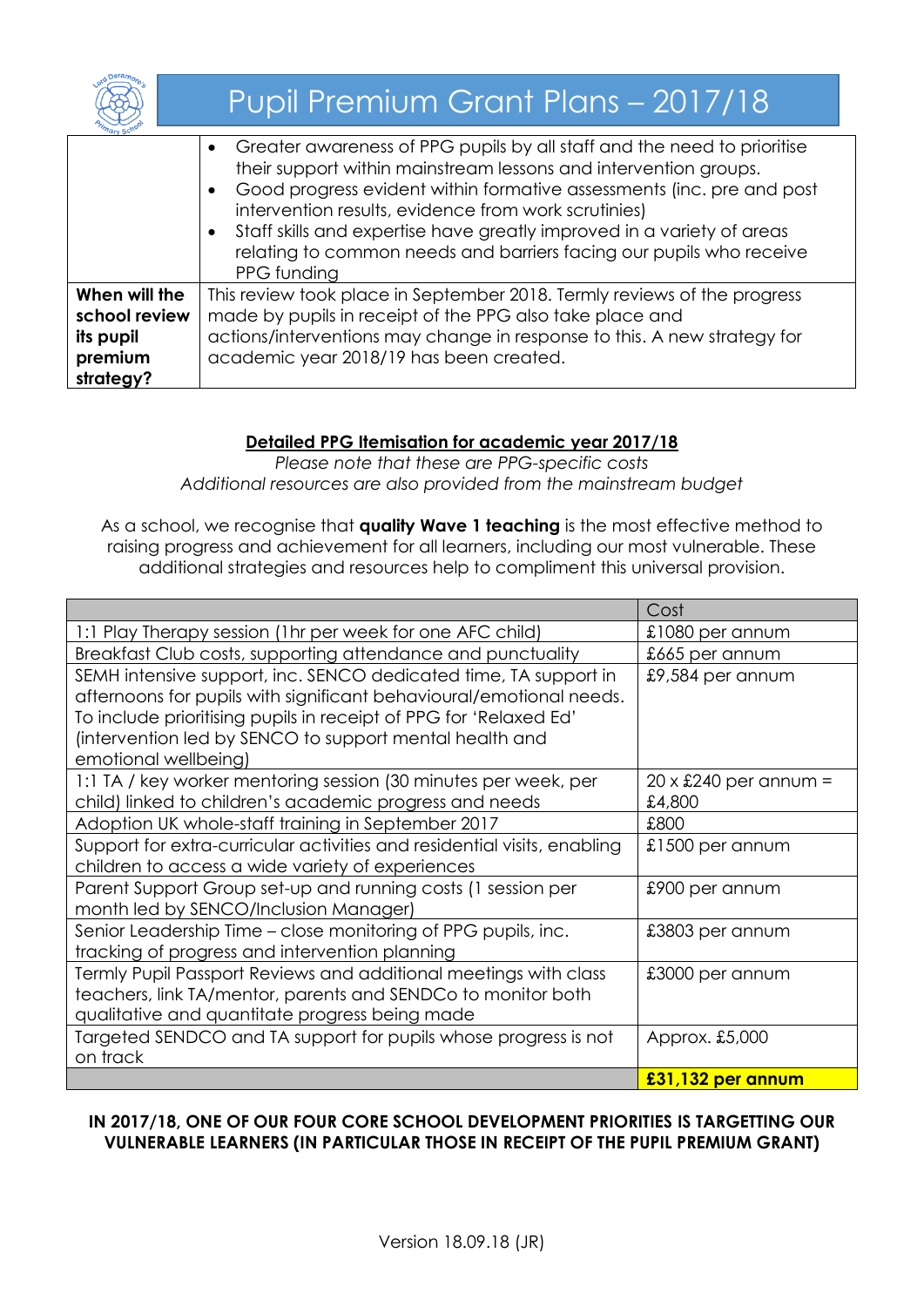# Pupil Premium Grant Plans – 2017/18

| | |
|---|---|
| | • Greater awareness of PPG pupils by all staff and the need to prioritise their support within mainstream lessons and intervention groups.<br>• Good progress evident within formative assessments (inc. pre and post intervention results, evidence from work scrutinies)<br>• Staff skills and expertise have greatly improved in a variety of areas relating to common needs and barriers facing our pupils who receive PPG funding |
| **When will the school review its pupil premium strategy?** | This review took place in September 2018. Termly reviews of the progress made by pupils in receipt of the PPG also take place and actions/interventions may change in response to this. A new strategy for academic year 2018/19 has been created. |

**Detailed PPG Itemisation for academic year 2017/18**

*Please note that these are PPG-specific costs*
*Additional resources are also provided from the mainstream budget*

As a school, we recognise that **quality Wave 1 teaching** is the most effective method to raising progress and achievement for all learners, including our most vulnerable. These additional strategies and resources help to compliment this universal provision.

| | Cost |
|---|---|
| 1:1 Play Therapy session (1hr per week for one AFC child) | £1080 per annum |
| Breakfast Club costs, supporting attendance and punctuality | £665 per annum |
| SEMH intensive support, inc. SENCO dedicated time, TA support in afternoons for pupils with significant behavioural/emotional needs. To include prioritising pupils in receipt of PPG for 'Relaxed Ed' (intervention led by SENCO to support mental health and emotional wellbeing) | £9,584 per annum |
| 1:1 TA / key worker mentoring session (30 minutes per week, per child) linked to children's academic progress and needs | 20 x £240 per annum = £4,800 |
| Adoption UK whole-staff training in September 2017 | £800 |
| Support for extra-curricular activities and residential visits, enabling children to access a wide variety of experiences | £1500 per annum |
| Parent Support Group set-up and running costs (1 session per month led by SENCO/Inclusion Manager) | £900 per annum |
| Senior Leadership Time – close monitoring of PPG pupils, inc. tracking of progress and intervention planning | £3803 per annum |
| Termly Pupil Passport Reviews and additional meetings with class teachers, link TA/mentor, parents and SENDCo to monitor both qualitative and quantitate progress being made | £3000 per annum |
| Targeted SENDCO and TA support for pupils whose progress is not on track | Approx. £5,000 |
| | **£31,132 per annum** |

**IN 2017/18, ONE OF OUR FOUR CORE SCHOOL DEVELOPMENT PRIORITIES IS TARGETTING OUR VULNERABLE LEARNERS (IN PARTICULAR THOSE IN RECEIPT OF THE PUPIL PREMIUM GRANT)**

Version 18.09.18 (JR)